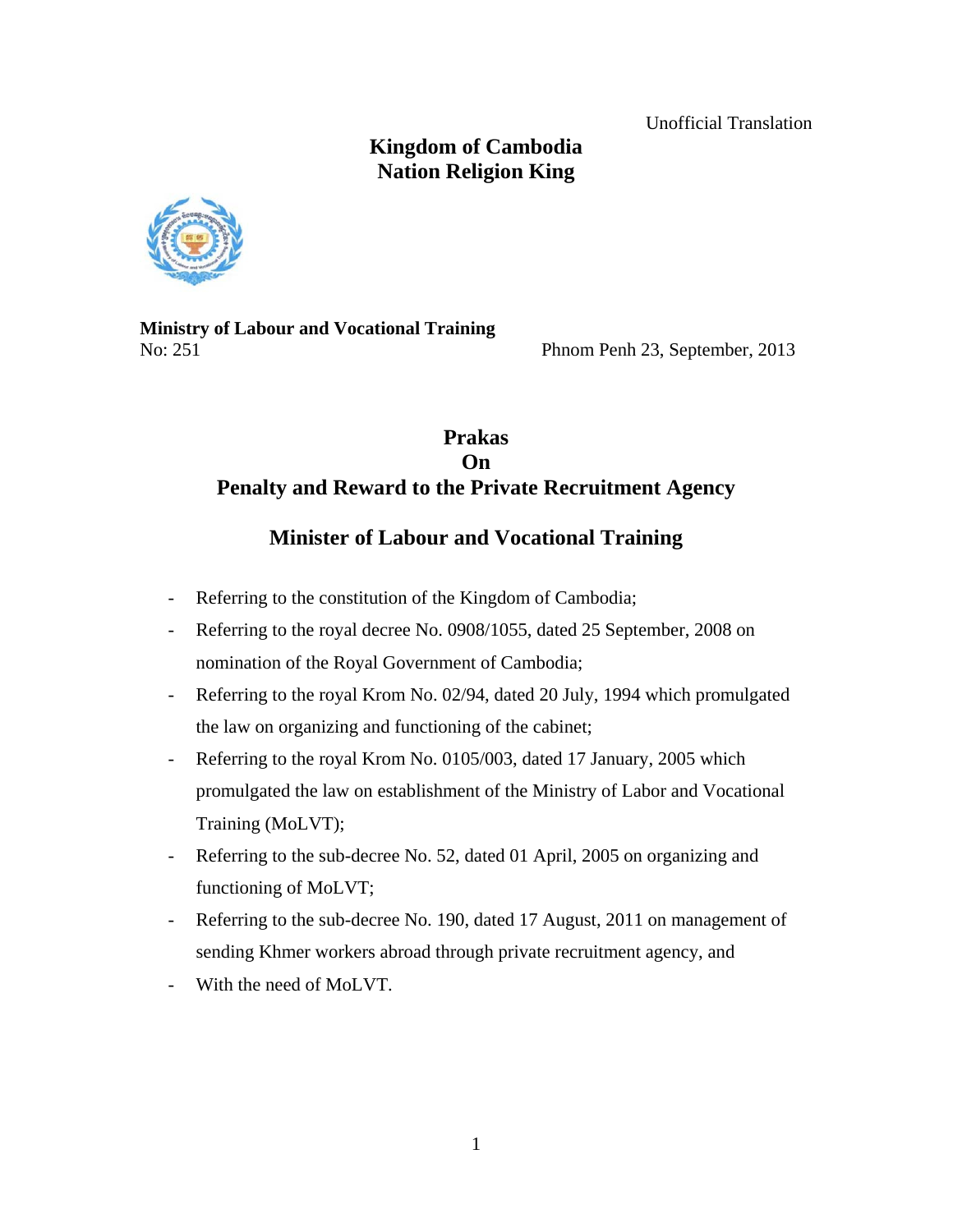Unofficial Translation

**Kingdom of Cambodia**
**Nation Religion King**

**Ministry of Labour and Vocational Training**
No: 251

Phnom Penh 23, September, 2013

# Prakas
# On
# Penalty and Reward to the Private Recruitment Agency

## Minister of Labour and Vocational Training

- Referring to the constitution of the Kingdom of Cambodia;
- Referring to the royal decree No. 0908/1055, dated 25 September, 2008 on nomination of the Royal Government of Cambodia;
- Referring to the royal Krom No. 02/94, dated 20 July, 1994 which promulgated the law on organizing and functioning of the cabinet;
- Referring to the royal Krom No. 0105/003, dated 17 January, 2005 which promulgated the law on establishment of the Ministry of Labor and Vocational Training (MoLVT);
- Referring to the sub-decree No. 52, dated 01 April, 2005 on organizing and functioning of MoLVT;
- Referring to the sub-decree No. 190, dated 17 August, 2011 on management of sending Khmer workers abroad through private recruitment agency, and
- With the need of MoLVT.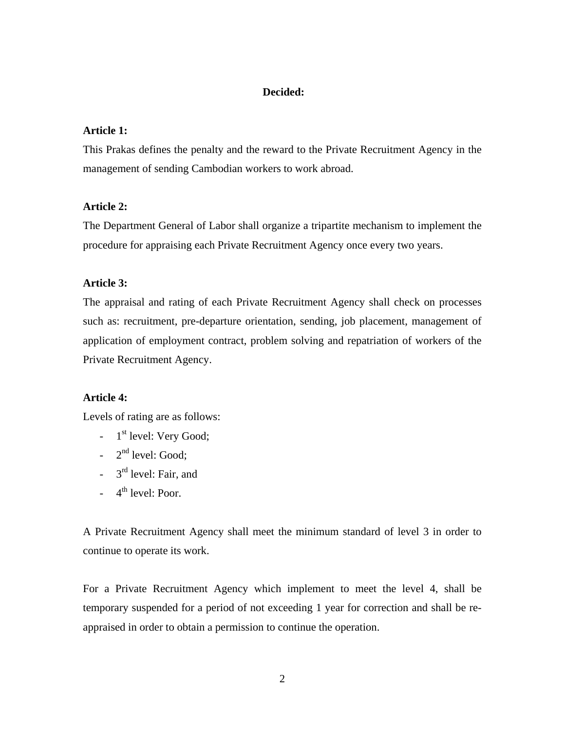**Decided:**

**Article 1:**

This Prakas defines the penalty and the reward to the Private Recruitment Agency in the management of sending Cambodian workers to work abroad.

**Article 2:**

The Department General of Labor shall organize a tripartite mechanism to implement the procedure for appraising each Private Recruitment Agency once every two years.

**Article 3:**

The appraisal and rating of each Private Recruitment Agency shall check on processes such as: recruitment, pre-departure orientation, sending, job placement, management of application of employment contract, problem solving and repatriation of workers of the Private Recruitment Agency.

**Article 4:**

Levels of rating are as follows:

- 1st level: Very Good;
- 2nd level: Good;
- 3rd level: Fair, and
- 4th level: Poor.

A Private Recruitment Agency shall meet the minimum standard of level 3 in order to continue to operate its work.

For a Private Recruitment Agency which implement to meet the level 4, shall be temporary suspended for a period of not exceeding 1 year for correction and shall be re-appraised in order to obtain a permission to continue the operation.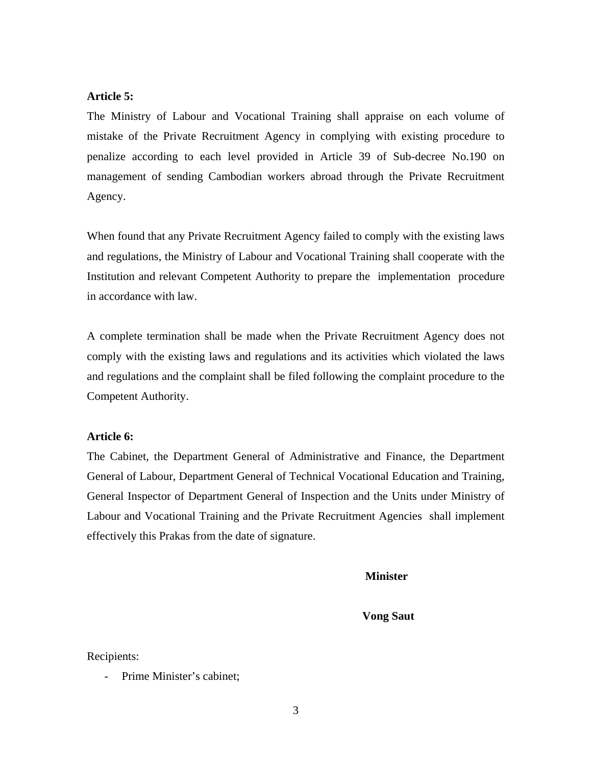**Article 5:**

The Ministry of Labour and Vocational Training shall appraise on each volume of mistake of the Private Recruitment Agency in complying with existing procedure to penalize according to each level provided in Article 39 of Sub-decree No.190 on management of sending Cambodian workers abroad through the Private Recruitment Agency.

When found that any Private Recruitment Agency failed to comply with the existing laws and regulations, the Ministry of Labour and Vocational Training shall cooperate with the Institution and relevant Competent Authority to prepare the implementation procedure in accordance with law.

A complete termination shall be made when the Private Recruitment Agency does not comply with the existing laws and regulations and its activities which violated the laws and regulations and the complaint shall be filed following the complaint procedure to the Competent Authority.

**Article 6:**

The Cabinet, the Department General of Administrative and Finance, the Department General of Labour, Department General of Technical Vocational Education and Training, General Inspector of Department General of Inspection and the Units under Ministry of Labour and Vocational Training and the Private Recruitment Agencies shall implement effectively this Prakas from the date of signature.

**Minister**

**Vong Saut**

Recipients:

- Prime Minister's cabinet;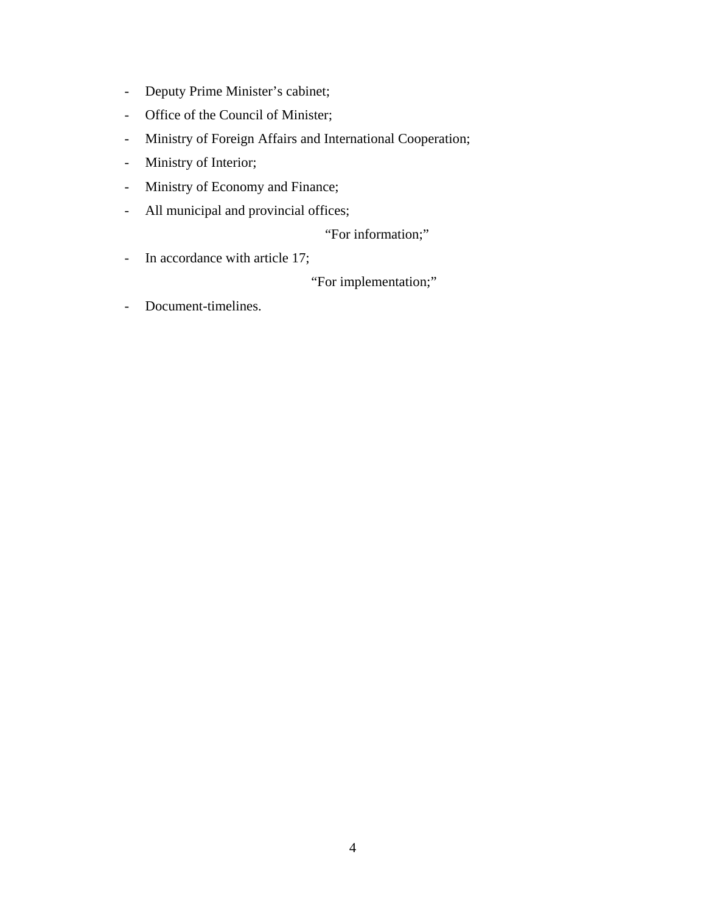- Deputy Prime Minister's cabinet;
- Office of the Council of Minister;
- Ministry of Foreign Affairs and International Cooperation;
- Ministry of Interior;
- Ministry of Economy and Finance;
- All municipal and provincial offices;

"For information;"

- In accordance with article 17;

"For implementation;"

- Document-timelines.